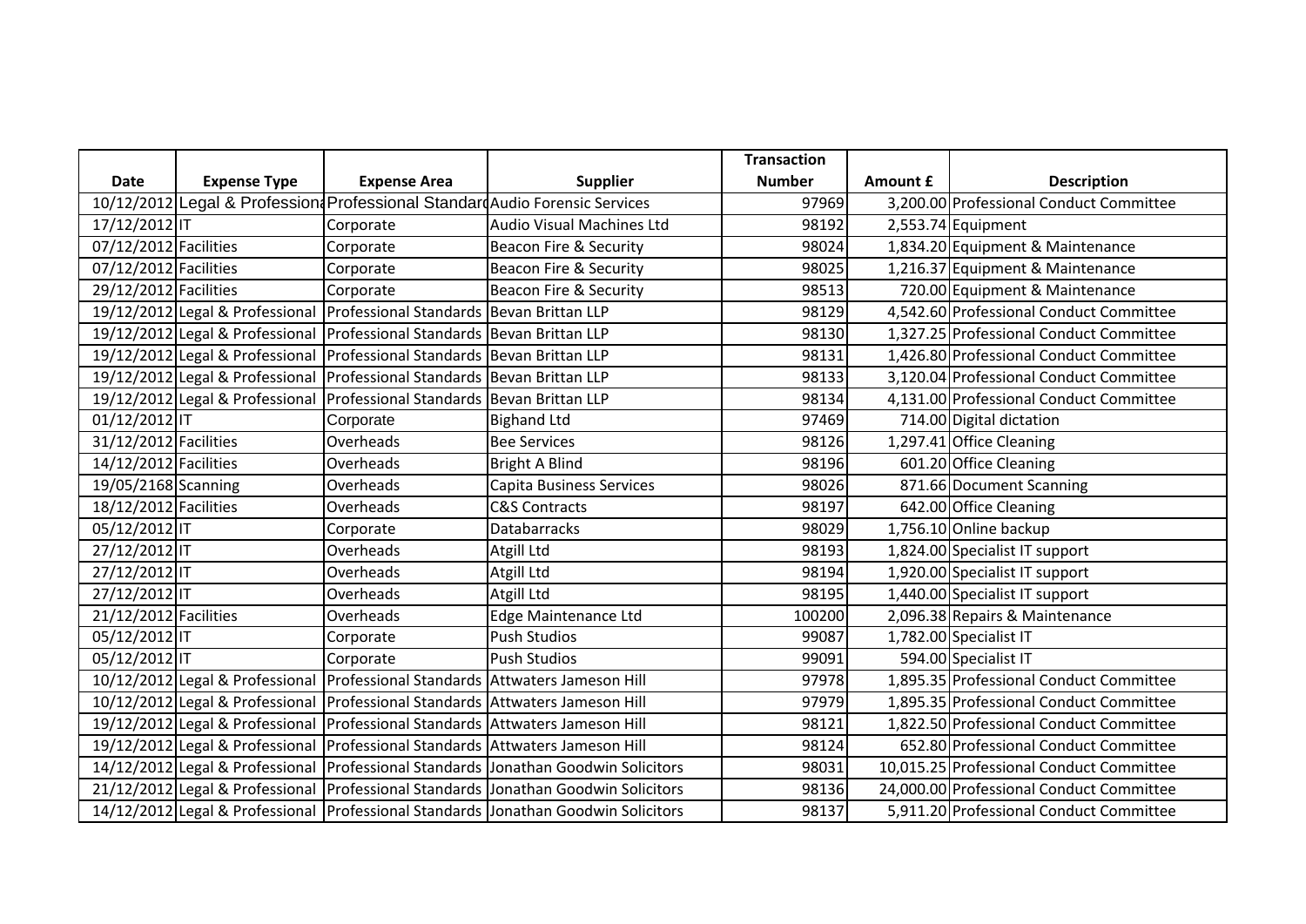| Date | Expense Type | Expense Area | Supplier | Transaction Number | Amount £ | Description |
|---|---|---|---|---|---|---|
| 10/12/2012 | Legal & Professional | Professional Standards | Audio Forensic Services | 97969 | 3,200.00 | Professional Conduct Committee |
| 17/12/2012 | IT | Corporate | Audio Visual Machines Ltd | 98192 | 2,553.74 | Equipment |
| 07/12/2012 | Facilities | Corporate | Beacon Fire & Security | 98024 | 1,834.20 | Equipment & Maintenance |
| 07/12/2012 | Facilities | Corporate | Beacon Fire & Security | 98025 | 1,216.37 | Equipment & Maintenance |
| 29/12/2012 | Facilities | Corporate | Beacon Fire & Security | 98513 | 720.00 | Equipment & Maintenance |
| 19/12/2012 | Legal & Professional | Professional Standards | Bevan Brittan LLP | 98129 | 4,542.60 | Professional Conduct Committee |
| 19/12/2012 | Legal & Professional | Professional Standards | Bevan Brittan LLP | 98130 | 1,327.25 | Professional Conduct Committee |
| 19/12/2012 | Legal & Professional | Professional Standards | Bevan Brittan LLP | 98131 | 1,426.80 | Professional Conduct Committee |
| 19/12/2012 | Legal & Professional | Professional Standards | Bevan Brittan LLP | 98133 | 3,120.04 | Professional Conduct Committee |
| 19/12/2012 | Legal & Professional | Professional Standards | Bevan Brittan LLP | 98134 | 4,131.00 | Professional Conduct Committee |
| 01/12/2012 | IT | Corporate | Bighand Ltd | 97469 | 714.00 | Digital dictation |
| 31/12/2012 | Facilities | Overheads | Bee Services | 98126 | 1,297.41 | Office Cleaning |
| 14/12/2012 | Facilities | Overheads | Bright A Blind | 98196 | 601.20 | Office Cleaning |
| 19/05/2168 | Scanning | Overheads | Capita Business Services | 98026 | 871.66 | Document Scanning |
| 18/12/2012 | Facilities | Overheads | C&S Contracts | 98197 | 642.00 | Office Cleaning |
| 05/12/2012 | IT | Corporate | Databarracks | 98029 | 1,756.10 | Online backup |
| 27/12/2012 | IT | Overheads | Atgill Ltd | 98193 | 1,824.00 | Specialist IT support |
| 27/12/2012 | IT | Overheads | Atgill Ltd | 98194 | 1,920.00 | Specialist IT support |
| 27/12/2012 | IT | Overheads | Atgill Ltd | 98195 | 1,440.00 | Specialist IT support |
| 21/12/2012 | Facilities | Overheads | Edge Maintenance Ltd | 100200 | 2,096.38 | Repairs & Maintenance |
| 05/12/2012 | IT | Corporate | Push Studios | 99087 | 1,782.00 | Specialist IT |
| 05/12/2012 | IT | Corporate | Push Studios | 99091 | 594.00 | Specialist IT |
| 10/12/2012 | Legal & Professional | Professional Standards | Attwaters Jameson Hill | 97978 | 1,895.35 | Professional Conduct Committee |
| 10/12/2012 | Legal & Professional | Professional Standards | Attwaters Jameson Hill | 97979 | 1,895.35 | Professional Conduct Committee |
| 19/12/2012 | Legal & Professional | Professional Standards | Attwaters Jameson Hill | 98121 | 1,822.50 | Professional Conduct Committee |
| 19/12/2012 | Legal & Professional | Professional Standards | Attwaters Jameson Hill | 98124 | 652.80 | Professional Conduct Committee |
| 14/12/2012 | Legal & Professional | Professional Standards | Jonathan Goodwin Solicitors | 98031 | 10,015.25 | Professional Conduct Committee |
| 21/12/2012 | Legal & Professional | Professional Standards | Jonathan Goodwin Solicitors | 98136 | 24,000.00 | Professional Conduct Committee |
| 14/12/2012 | Legal & Professional | Professional Standards | Jonathan Goodwin Solicitors | 98137 | 5,911.20 | Professional Conduct Committee |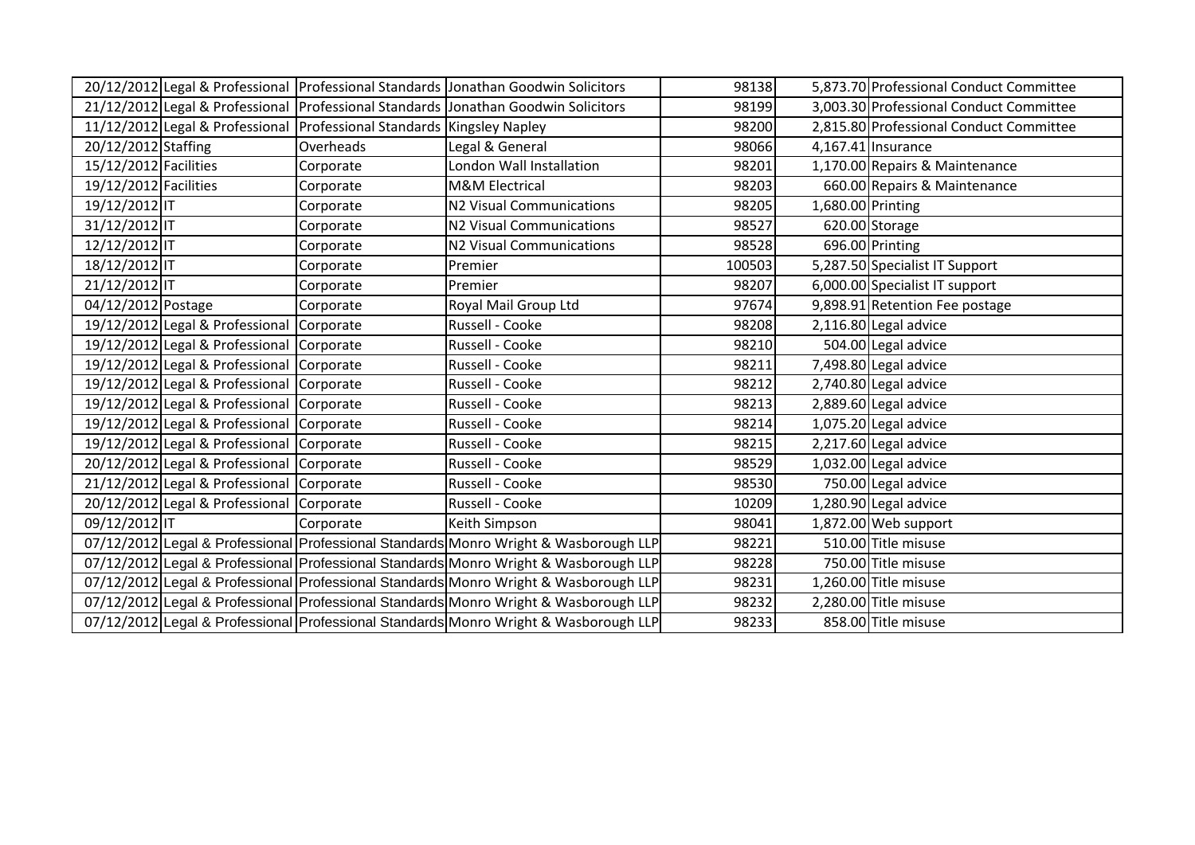| | | | | | |
|---|---|---|---|---|---|
| 20/12/2012 | Legal & Professional | Professional Standards | Jonathan Goodwin Solicitors | 98138 | 5,873.70 | Professional Conduct Committee |
| 21/12/2012 | Legal & Professional | Professional Standards | Jonathan Goodwin Solicitors | 98199 | 3,003.30 | Professional Conduct Committee |
| 11/12/2012 | Legal & Professional | Professional Standards | Kingsley Napley | 98200 | 2,815.80 | Professional Conduct Committee |
| 20/12/2012 | Staffing | Overheads | Legal & General | 98066 | 4,167.41 | Insurance |
| 15/12/2012 | Facilities | Corporate | London Wall Installation | 98201 | 1,170.00 | Repairs & Maintenance |
| 19/12/2012 | Facilities | Corporate | M&M Electrical | 98203 | 660.00 | Repairs & Maintenance |
| 19/12/2012 | IT | Corporate | N2 Visual Communications | 98205 | 1,680.00 | Printing |
| 31/12/2012 | IT | Corporate | N2 Visual Communications | 98527 | 620.00 | Storage |
| 12/12/2012 | IT | Corporate | N2 Visual Communications | 98528 | 696.00 | Printing |
| 18/12/2012 | IT | Corporate | Premier | 100503 | 5,287.50 | Specialist IT Support |
| 21/12/2012 | IT | Corporate | Premier | 98207 | 6,000.00 | Specialist IT support |
| 04/12/2012 | Postage | Corporate | Royal Mail Group Ltd | 97674 | 9,898.91 | Retention Fee postage |
| 19/12/2012 | Legal & Professional | Corporate | Russell - Cooke | 98208 | 2,116.80 | Legal advice |
| 19/12/2012 | Legal & Professional | Corporate | Russell - Cooke | 98210 | 504.00 | Legal advice |
| 19/12/2012 | Legal & Professional | Corporate | Russell - Cooke | 98211 | 7,498.80 | Legal advice |
| 19/12/2012 | Legal & Professional | Corporate | Russell - Cooke | 98212 | 2,740.80 | Legal advice |
| 19/12/2012 | Legal & Professional | Corporate | Russell - Cooke | 98213 | 2,889.60 | Legal advice |
| 19/12/2012 | Legal & Professional | Corporate | Russell - Cooke | 98214 | 1,075.20 | Legal advice |
| 19/12/2012 | Legal & Professional | Corporate | Russell - Cooke | 98215 | 2,217.60 | Legal advice |
| 20/12/2012 | Legal & Professional | Corporate | Russell - Cooke | 98529 | 1,032.00 | Legal advice |
| 21/12/2012 | Legal & Professional | Corporate | Russell - Cooke | 98530 | 750.00 | Legal advice |
| 20/12/2012 | Legal & Professional | Corporate | Russell - Cooke | 10209 | 1,280.90 | Legal advice |
| 09/12/2012 | IT | Corporate | Keith Simpson | 98041 | 1,872.00 | Web support |
| 07/12/2012 | Legal & Professional | Professional Standards | Monro Wright & Wasborough LLP | 98221 | 510.00 | Title misuse |
| 07/12/2012 | Legal & Professional | Professional Standards | Monro Wright & Wasborough LLP | 98228 | 750.00 | Title misuse |
| 07/12/2012 | Legal & Professional | Professional Standards | Monro Wright & Wasborough LLP | 98231 | 1,260.00 | Title misuse |
| 07/12/2012 | Legal & Professional | Professional Standards | Monro Wright & Wasborough LLP | 98232 | 2,280.00 | Title misuse |
| 07/12/2012 | Legal & Professional | Professional Standards | Monro Wright & Wasborough LLP | 98233 | 858.00 | Title misuse |